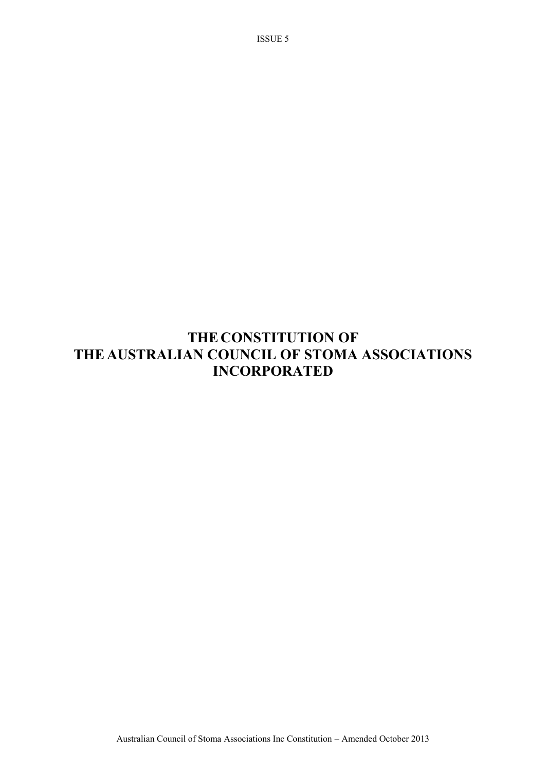ISSUE 5

# THE CONSTITUTION OF THE AUSTRALIAN COUNCIL OF STOMA ASSOCIATIONS INCORPORATED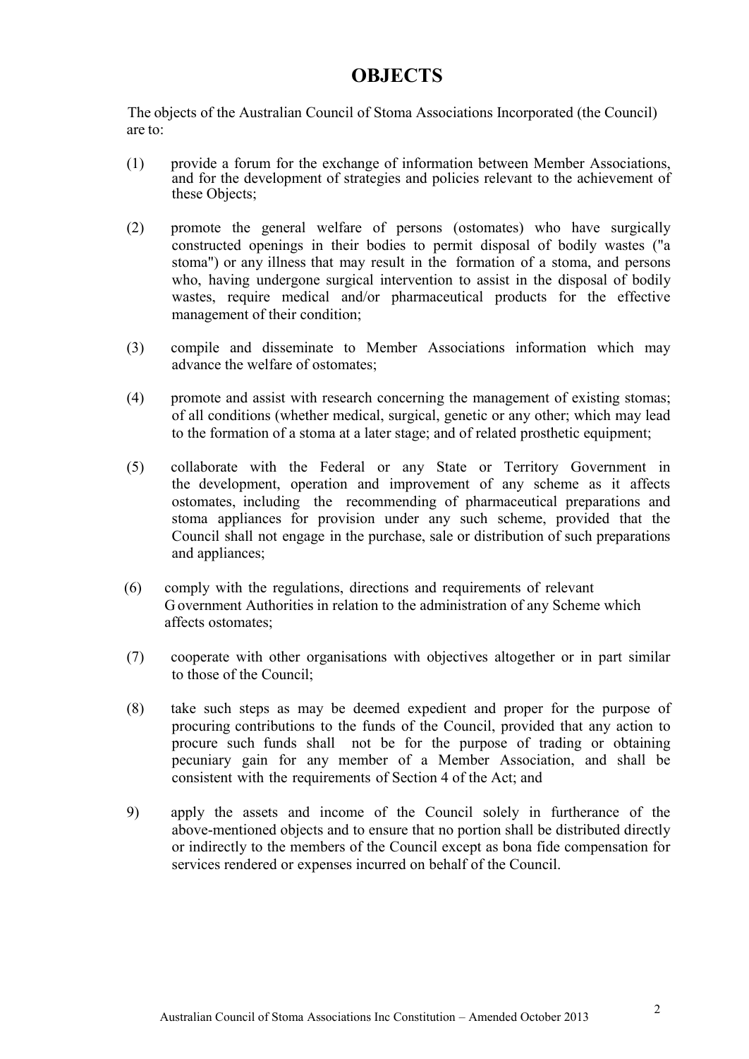# OBJECTS

The objects of the Australian Council of Stoma Associations Incorporated (the Council) are to:

(1) provide a forum for the exchange of information between Member Associations, and for the development of strategies and policies relevant to the achievement of these Objects;

(2) promote the general welfare of persons (ostomates) who have surgically constructed openings in their bodies to permit disposal of bodily wastes ("a stoma") or any illness that may result in the formation of a stoma, and persons who, having undergone surgical intervention to assist in the disposal of bodily wastes, require medical and/or pharmaceutical products for the effective management of their condition;

(3) compile and disseminate to Member Associations information which may advance the welfare of ostomates;

(4) promote and assist with research concerning the management of existing stomas; of all conditions (whether medical, surgical, genetic or any other; which may lead to the formation of a stoma at a later stage; and of related prosthetic equipment;

(5) collaborate with the Federal or any State or Territory Government in the development, operation and improvement of any scheme as it affects ostomates, including the recommending of pharmaceutical preparations and stoma appliances for provision under any such scheme, provided that the Council shall not engage in the purchase, sale or distribution of such preparations and appliances;

(6) comply with the regulations, directions and requirements of relevant Government Authorities in relation to the administration of any Scheme which affects ostomates;

(7) cooperate with other organisations with objectives altogether or in part similar to those of the Council;

(8) take such steps as may be deemed expedient and proper for the purpose of procuring contributions to the funds of the Council, provided that any action to procure such funds shall not be for the purpose of trading or obtaining pecuniary gain for any member of a Member Association, and shall be consistent with the requirements of Section 4 of the Act; and

9) apply the assets and income of the Council solely in furtherance of the above-mentioned objects and to ensure that no portion shall be distributed directly or indirectly to the members of the Council except as bona fide compensation for services rendered or expenses incurred on behalf of the Council.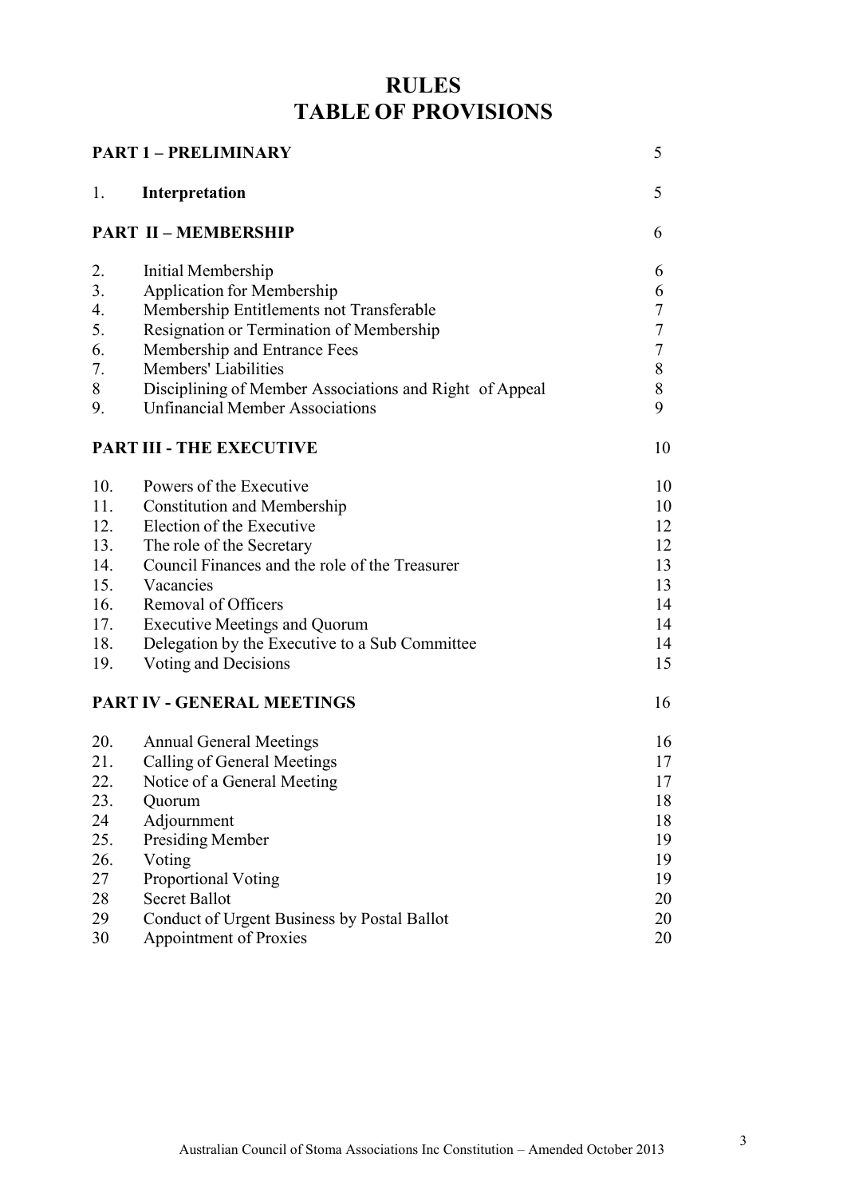# RULES
# TABLE OF PROVISIONS

| | | |
|---|---|---|
| **PART 1 – PRELIMINARY** | | 5 |
| 1. | **Interpretation** | 5 |
| **PART II – MEMBERSHIP** | | 6 |
| 2. | Initial Membership | 6 |
| 3. | Application for Membership | 6 |
| 4. | Membership Entitlements not Transferable | 7 |
| 5. | Resignation or Termination of Membership | 7 |
| 6. | Membership and Entrance Fees | 7 |
| 7. | Members' Liabilities | 8 |
| 8 | Disciplining of Member Associations and Right of Appeal | 8 |
| 9. | Unfinancial Member Associations | 9 |
| **PART III - THE EXECUTIVE** | | 10 |
| 10. | Powers of the Executive | 10 |
| 11. | Constitution and Membership | 10 |
| 12. | Election of the Executive | 12 |
| 13. | The role of the Secretary | 12 |
| 14. | Council Finances and the role of the Treasurer | 13 |
| 15. | Vacancies | 13 |
| 16. | Removal of Officers | 14 |
| 17. | Executive Meetings and Quorum | 14 |
| 18. | Delegation by the Executive to a Sub Committee | 14 |
| 19. | Voting and Decisions | 15 |
| **PART IV - GENERAL MEETINGS** | | 16 |
| 20. | Annual General Meetings | 16 |
| 21. | Calling of General Meetings | 17 |
| 22. | Notice of a General Meeting | 17 |
| 23. | Quorum | 18 |
| 24 | Adjournment | 18 |
| 25. | Presiding Member | 19 |
| 26. | Voting | 19 |
| 27 | Proportional Voting | 19 |
| 28 | Secret Ballot | 20 |
| 29 | Conduct of Urgent Business by Postal Ballot | 20 |
| 30 | Appointment of Proxies | 20 |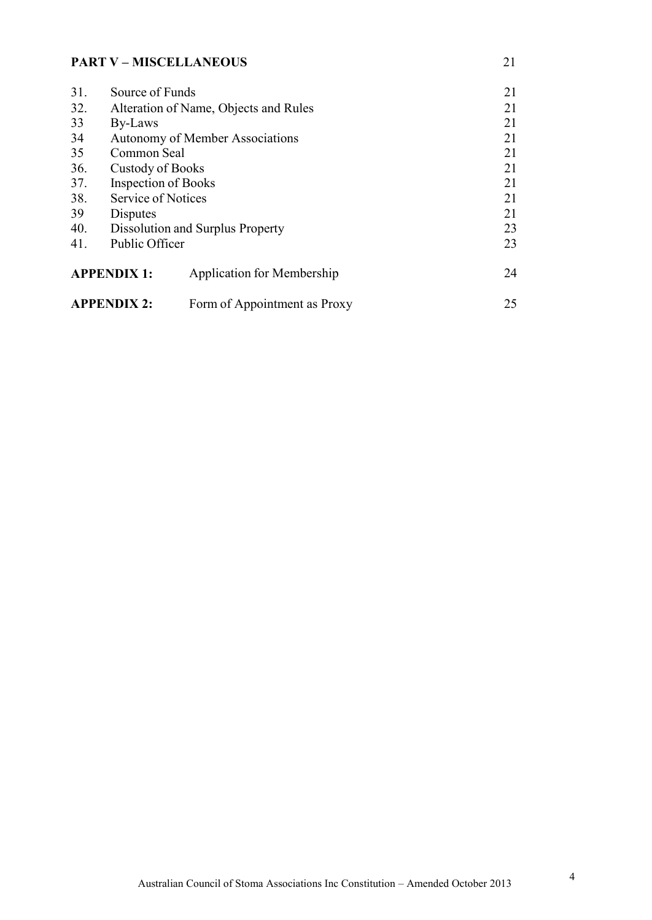| **PART V – MISCELLANEOUS** | | 21 |
|---|---|---|
| 31. | Source of Funds | 21 |
| 32. | Alteration of Name, Objects and Rules | 21 |
| 33 | By-Laws | 21 |
| 34 | Autonomy of Member Associations | 21 |
| 35 | Common Seal | 21 |
| 36. | Custody of Books | 21 |
| 37. | Inspection of Books | 21 |
| 38. | Service of Notices | 21 |
| 39 | Disputes | 21 |
| 40. | Dissolution and Surplus Property | 23 |
| 41. | Public Officer | 23 |
| **APPENDIX 1:** | Application for Membership | 24 |
| **APPENDIX 2:** | Form of Appointment as Proxy | 25 |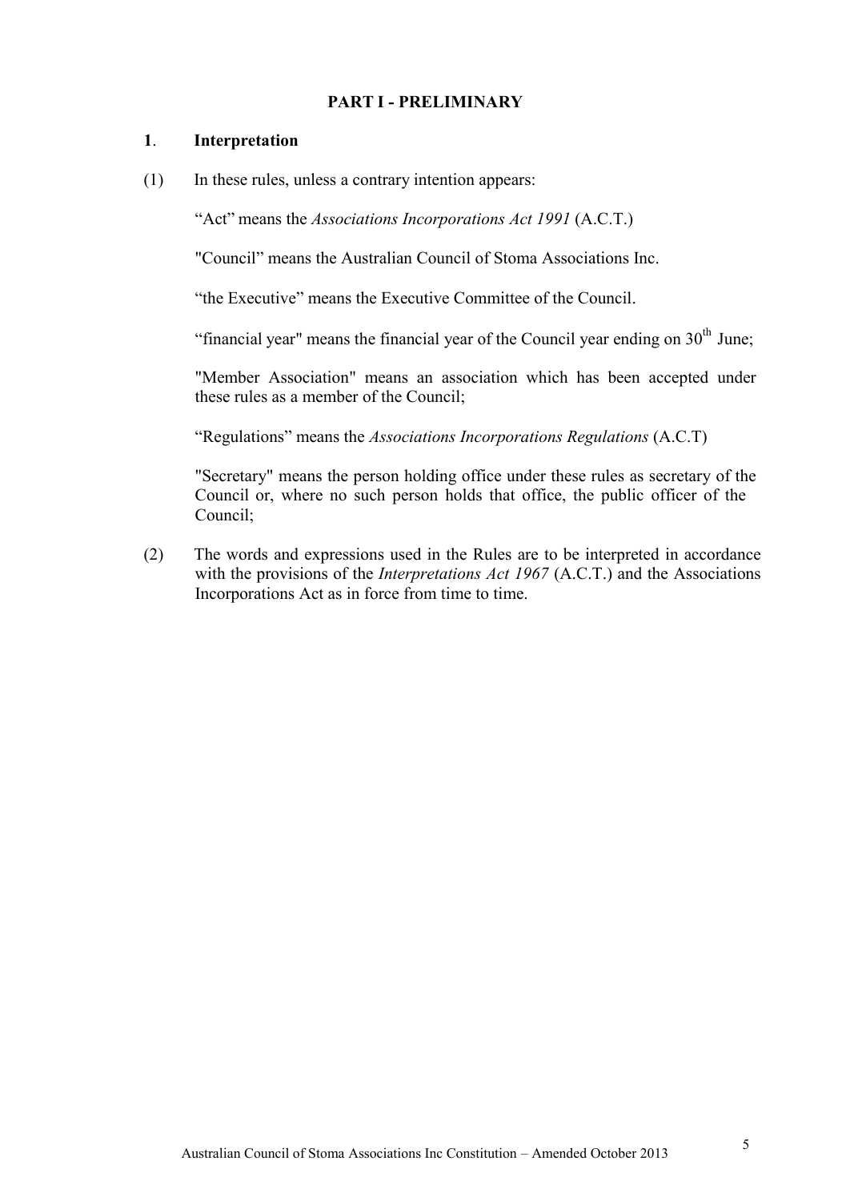## PART I - PRELIMINARY

### 1. Interpretation

(1) In these rules, unless a contrary intention appears:

"Act" means the *Associations Incorporations Act 1991* (A.C.T.)

"Council" means the Australian Council of Stoma Associations Inc.

"the Executive" means the Executive Committee of the Council.

"financial year" means the financial year of the Council year ending on 30th June;

"Member Association" means an association which has been accepted under these rules as a member of the Council;

"Regulations" means the *Associations Incorporations Regulations* (A.C.T)

"Secretary" means the person holding office under these rules as secretary of the Council or, where no such person holds that office, the public officer of the Council;

(2) The words and expressions used in the Rules are to be interpreted in accordance with the provisions of the *Interpretations Act 1967* (A.C.T.) and the Associations Incorporations Act as in force from time to time.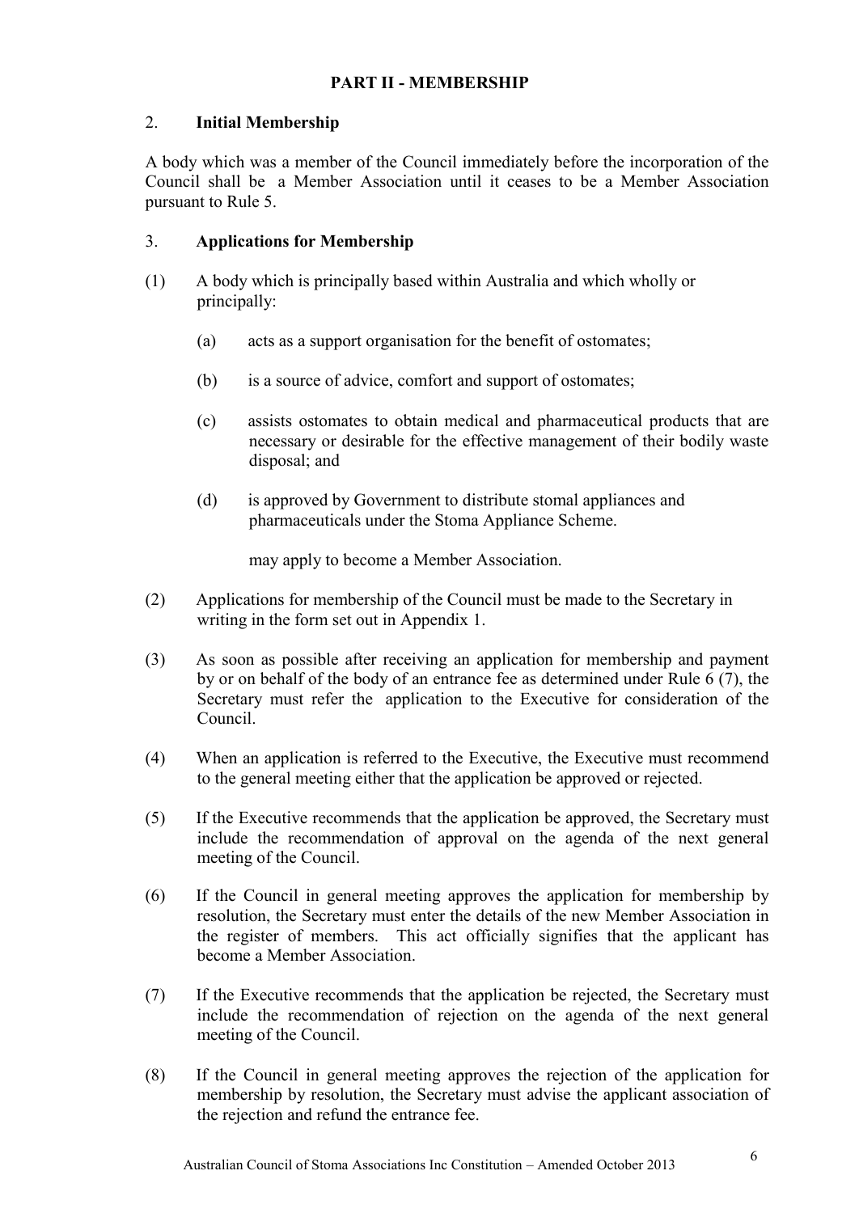## PART II - MEMBERSHIP

### 2. Initial Membership

A body which was a member of the Council immediately before the incorporation of the Council shall be a Member Association until it ceases to be a Member Association pursuant to Rule 5.

### 3. Applications for Membership

(1) A body which is principally based within Australia and which wholly or principally:

(a) acts as a support organisation for the benefit of ostomates;

(b) is a source of advice, comfort and support of ostomates;

(c) assists ostomates to obtain medical and pharmaceutical products that are necessary or desirable for the effective management of their bodily waste disposal; and

(d) is approved by Government to distribute stomal appliances and pharmaceuticals under the Stoma Appliance Scheme.

may apply to become a Member Association.

(2) Applications for membership of the Council must be made to the Secretary in writing in the form set out in Appendix 1.

(3) As soon as possible after receiving an application for membership and payment by or on behalf of the body of an entrance fee as determined under Rule 6 (7), the Secretary must refer the application to the Executive for consideration of the Council.

(4) When an application is referred to the Executive, the Executive must recommend to the general meeting either that the application be approved or rejected.

(5) If the Executive recommends that the application be approved, the Secretary must include the recommendation of approval on the agenda of the next general meeting of the Council.

(6) If the Council in general meeting approves the application for membership by resolution, the Secretary must enter the details of the new Member Association in the register of members. This act officially signifies that the applicant has become a Member Association.

(7) If the Executive recommends that the application be rejected, the Secretary must include the recommendation of rejection on the agenda of the next general meeting of the Council.

(8) If the Council in general meeting approves the rejection of the application for membership by resolution, the Secretary must advise the applicant association of the rejection and refund the entrance fee.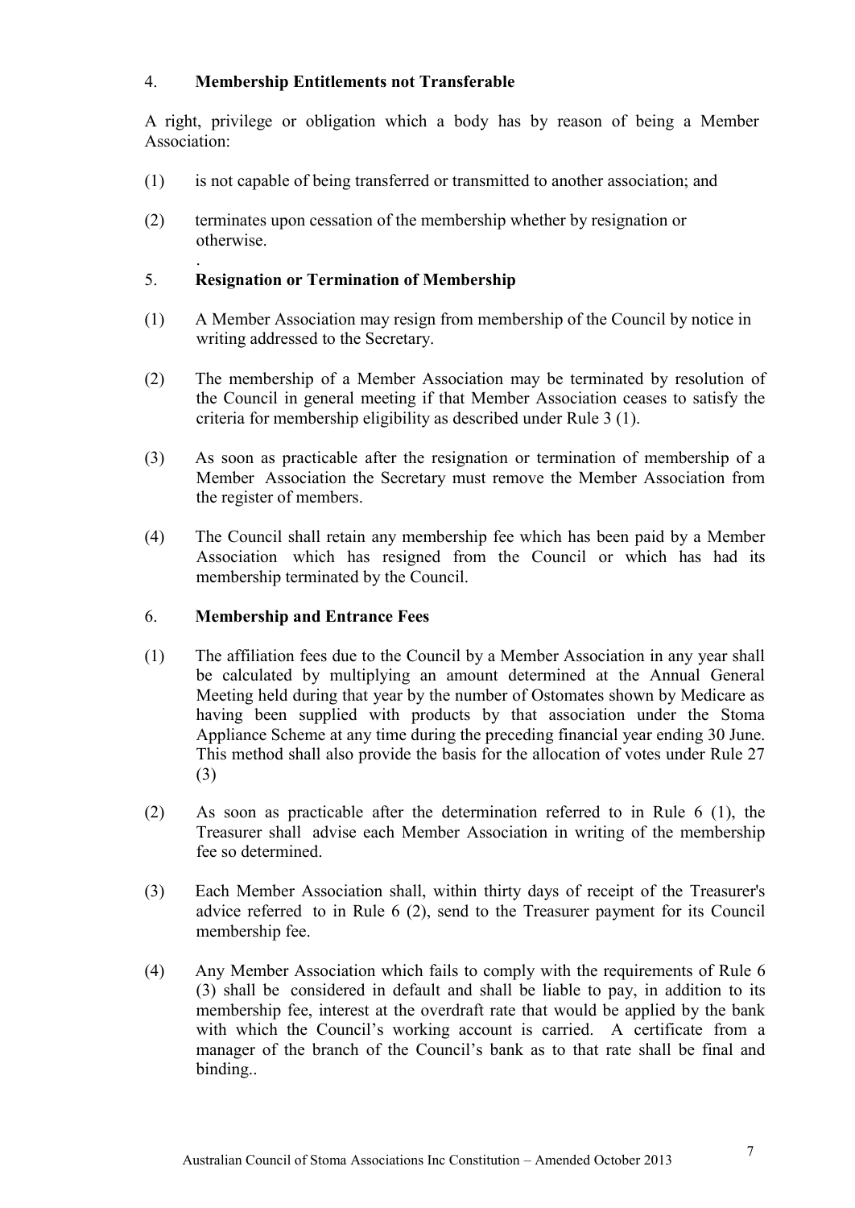## 4. **Membership Entitlements not Transferable**

A right, privilege or obligation which a body has by reason of being a Member Association:

(1) is not capable of being transferred or transmitted to another association; and

(2) terminates upon cessation of the membership whether by resignation or otherwise.

.

## 5. **Resignation or Termination of Membership**

(1) A Member Association may resign from membership of the Council by notice in writing addressed to the Secretary.

(2) The membership of a Member Association may be terminated by resolution of the Council in general meeting if that Member Association ceases to satisfy the criteria for membership eligibility as described under Rule 3 (1).

(3) As soon as practicable after the resignation or termination of membership of a Member Association the Secretary must remove the Member Association from the register of members.

(4) The Council shall retain any membership fee which has been paid by a Member Association which has resigned from the Council or which has had its membership terminated by the Council.

## 6. **Membership and Entrance Fees**

(1) The affiliation fees due to the Council by a Member Association in any year shall be calculated by multiplying an amount determined at the Annual General Meeting held during that year by the number of Ostomates shown by Medicare as having been supplied with products by that association under the Stoma Appliance Scheme at any time during the preceding financial year ending 30 June. This method shall also provide the basis for the allocation of votes under Rule 27 (3)

(2) As soon as practicable after the determination referred to in Rule 6 (1), the Treasurer shall advise each Member Association in writing of the membership fee so determined.

(3) Each Member Association shall, within thirty days of receipt of the Treasurer's advice referred to in Rule 6 (2), send to the Treasurer payment for its Council membership fee.

(4) Any Member Association which fails to comply with the requirements of Rule 6 (3) shall be considered in default and shall be liable to pay, in addition to its membership fee, interest at the overdraft rate that would be applied by the bank with which the Council's working account is carried. A certificate from a manager of the branch of the Council's bank as to that rate shall be final and binding..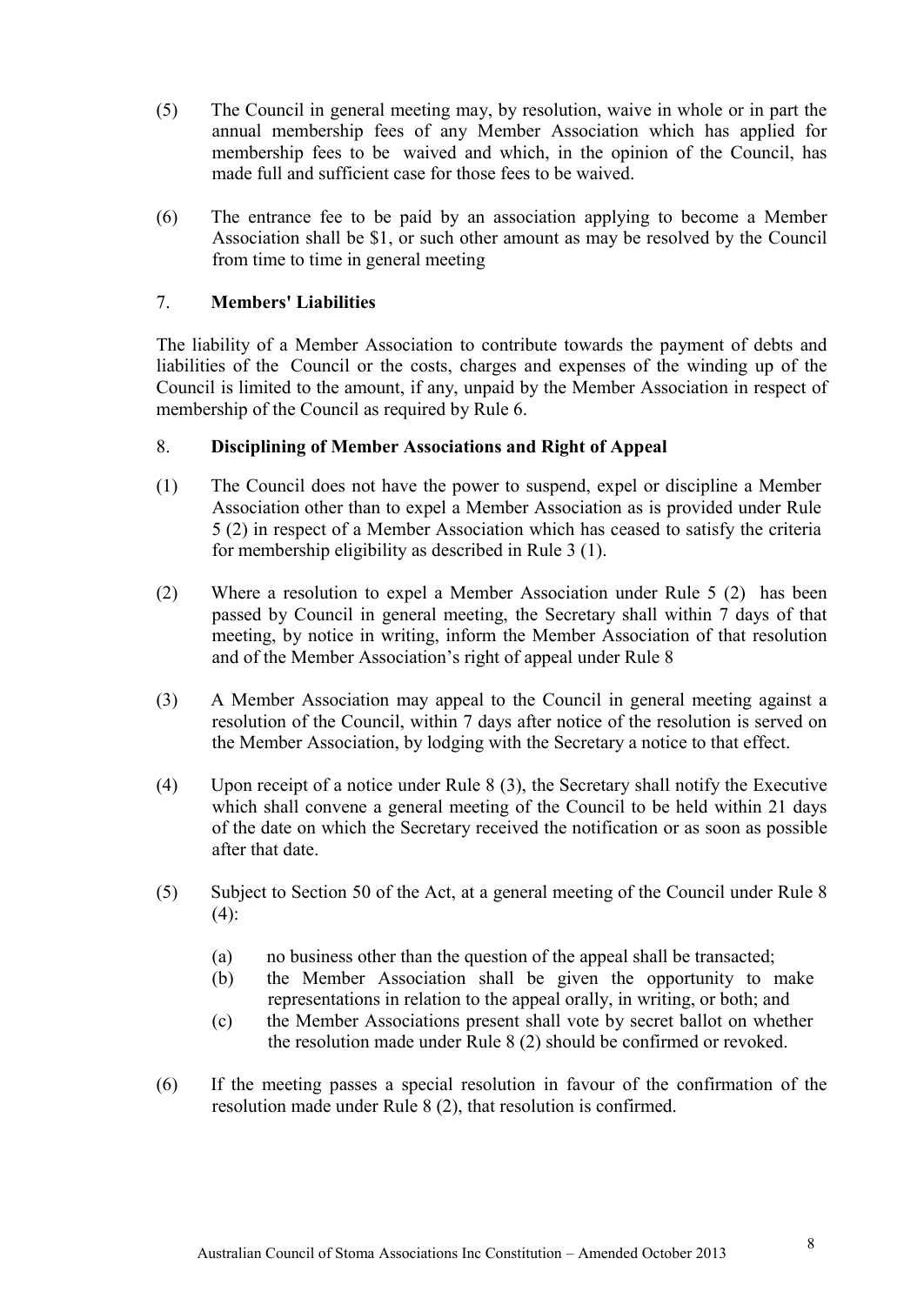(5) The Council in general meeting may, by resolution, waive in whole or in part the annual membership fees of any Member Association which has applied for membership fees to be waived and which, in the opinion of the Council, has made full and sufficient case for those fees to be waived.

(6) The entrance fee to be paid by an association applying to become a Member Association shall be $1, or such other amount as may be resolved by the Council from time to time in general meeting

7. **Members' Liabilities**

The liability of a Member Association to contribute towards the payment of debts and liabilities of the Council or the costs, charges and expenses of the winding up of the Council is limited to the amount, if any, unpaid by the Member Association in respect of membership of the Council as required by Rule 6.

8. **Disciplining of Member Associations and Right of Appeal**

(1) The Council does not have the power to suspend, expel or discipline a Member Association other than to expel a Member Association as is provided under Rule 5 (2) in respect of a Member Association which has ceased to satisfy the criteria for membership eligibility as described in Rule 3 (1).

(2) Where a resolution to expel a Member Association under Rule 5 (2) has been passed by Council in general meeting, the Secretary shall within 7 days of that meeting, by notice in writing, inform the Member Association of that resolution and of the Member Association's right of appeal under Rule 8

(3) A Member Association may appeal to the Council in general meeting against a resolution of the Council, within 7 days after notice of the resolution is served on the Member Association, by lodging with the Secretary a notice to that effect.

(4) Upon receipt of a notice under Rule 8 (3), the Secretary shall notify the Executive which shall convene a general meeting of the Council to be held within 21 days of the date on which the Secretary received the notification or as soon as possible after that date.

(5) Subject to Section 50 of the Act, at a general meeting of the Council under Rule 8 (4):

(a) no business other than the question of the appeal shall be transacted;
(b) the Member Association shall be given the opportunity to make representations in relation to the appeal orally, in writing, or both; and
(c) the Member Associations present shall vote by secret ballot on whether the resolution made under Rule 8 (2) should be confirmed or revoked.

(6) If the meeting passes a special resolution in favour of the confirmation of the resolution made under Rule 8 (2), that resolution is confirmed.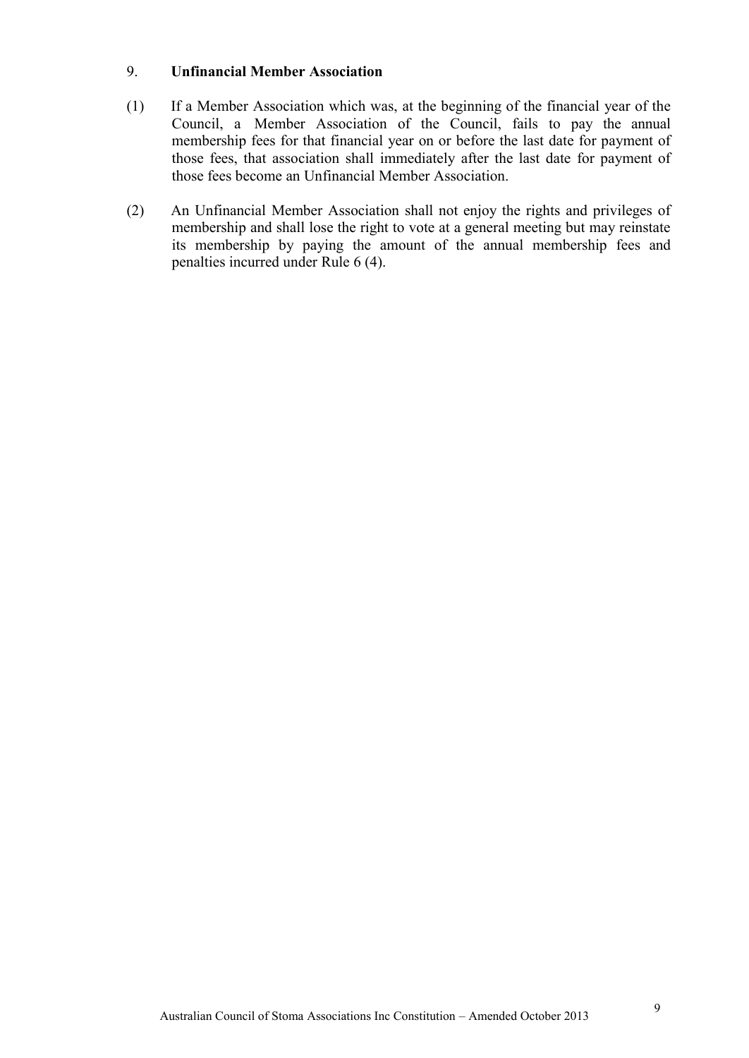## 9. Unfinancial Member Association

(1) If a Member Association which was, at the beginning of the financial year of the Council, a Member Association of the Council, fails to pay the annual membership fees for that financial year on or before the last date for payment of those fees, that association shall immediately after the last date for payment of those fees become an Unfinancial Member Association.

(2) An Unfinancial Member Association shall not enjoy the rights and privileges of membership and shall lose the right to vote at a general meeting but may reinstate its membership by paying the amount of the annual membership fees and penalties incurred under Rule 6 (4).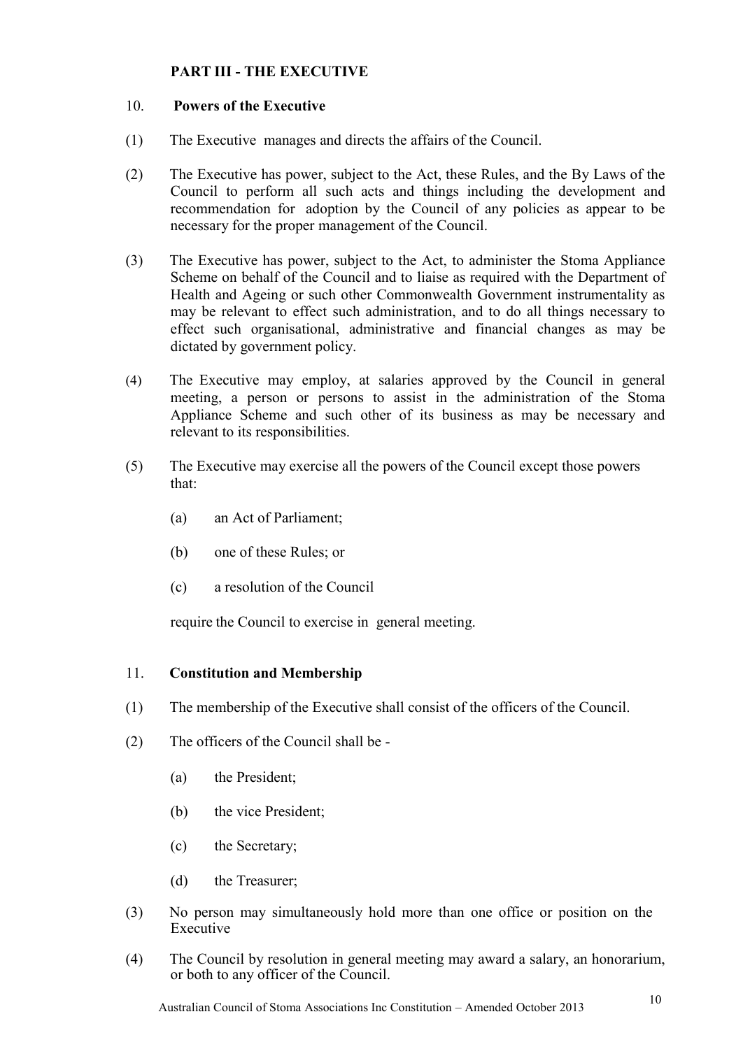## PART III - THE EXECUTIVE

### 10. Powers of the Executive

(1) The Executive manages and directs the affairs of the Council.

(2) The Executive has power, subject to the Act, these Rules, and the By Laws of the Council to perform all such acts and things including the development and recommendation for adoption by the Council of any policies as appear to be necessary for the proper management of the Council.

(3) The Executive has power, subject to the Act, to administer the Stoma Appliance Scheme on behalf of the Council and to liaise as required with the Department of Health and Ageing or such other Commonwealth Government instrumentality as may be relevant to effect such administration, and to do all things necessary to effect such organisational, administrative and financial changes as may be dictated by government policy.

(4) The Executive may employ, at salaries approved by the Council in general meeting, a person or persons to assist in the administration of the Stoma Appliance Scheme and such other of its business as may be necessary and relevant to its responsibilities.

(5) The Executive may exercise all the powers of the Council except those powers that:

- (a) an Act of Parliament;
- (b) one of these Rules; or
- (c) a resolution of the Council

require the Council to exercise in general meeting.

### 11. Constitution and Membership

(1) The membership of the Executive shall consist of the officers of the Council.

(2) The officers of the Council shall be -

- (a) the President;
- (b) the vice President;
- (c) the Secretary;
- (d) the Treasurer;

(3) No person may simultaneously hold more than one office or position on the Executive

(4) The Council by resolution in general meeting may award a salary, an honorarium, or both to any officer of the Council.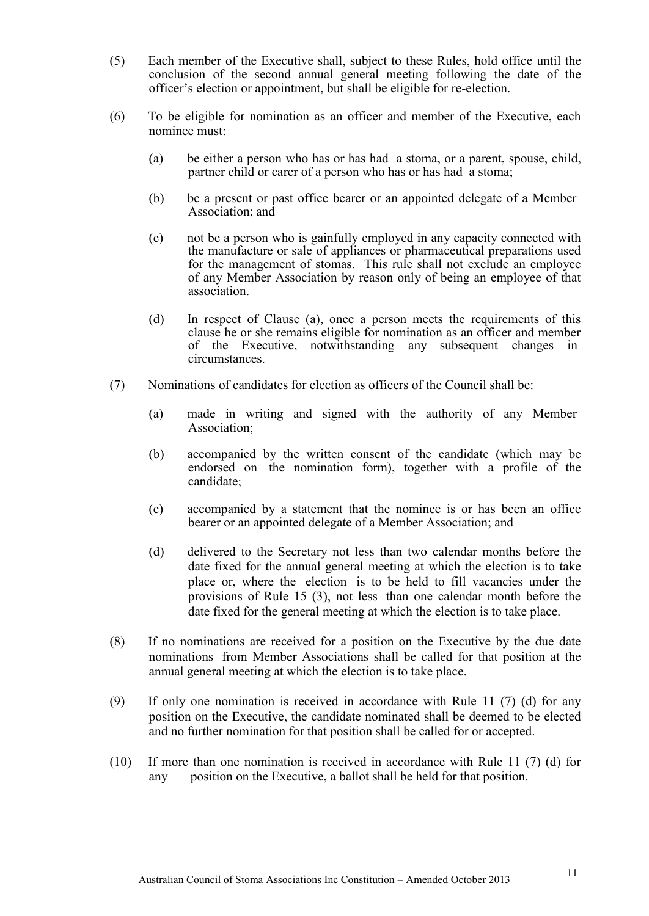(5) Each member of the Executive shall, subject to these Rules, hold office until the conclusion of the second annual general meeting following the date of the officer's election or appointment, but shall be eligible for re-election.

(6) To be eligible for nomination as an officer and member of the Executive, each nominee must:

(a) be either a person who has or has had a stoma, or a parent, spouse, child, partner child or carer of a person who has or has had a stoma;

(b) be a present or past office bearer or an appointed delegate of a Member Association; and

(c) not be a person who is gainfully employed in any capacity connected with the manufacture or sale of appliances or pharmaceutical preparations used for the management of stomas. This rule shall not exclude an employee of any Member Association by reason only of being an employee of that association.

(d) In respect of Clause (a), once a person meets the requirements of this clause he or she remains eligible for nomination as an officer and member of the Executive, notwithstanding any subsequent changes in circumstances.

(7) Nominations of candidates for election as officers of the Council shall be:

(a) made in writing and signed with the authority of any Member Association;

(b) accompanied by the written consent of the candidate (which may be endorsed on the nomination form), together with a profile of the candidate;

(c) accompanied by a statement that the nominee is or has been an office bearer or an appointed delegate of a Member Association; and

(d) delivered to the Secretary not less than two calendar months before the date fixed for the annual general meeting at which the election is to take place or, where the election is to be held to fill vacancies under the provisions of Rule 15 (3), not less than one calendar month before the date fixed for the general meeting at which the election is to take place.

(8) If no nominations are received for a position on the Executive by the due date nominations from Member Associations shall be called for that position at the annual general meeting at which the election is to take place.

(9) If only one nomination is received in accordance with Rule 11 (7) (d) for any position on the Executive, the candidate nominated shall be deemed to be elected and no further nomination for that position shall be called for or accepted.

(10) If more than one nomination is received in accordance with Rule 11 (7) (d) for any position on the Executive, a ballot shall be held for that position.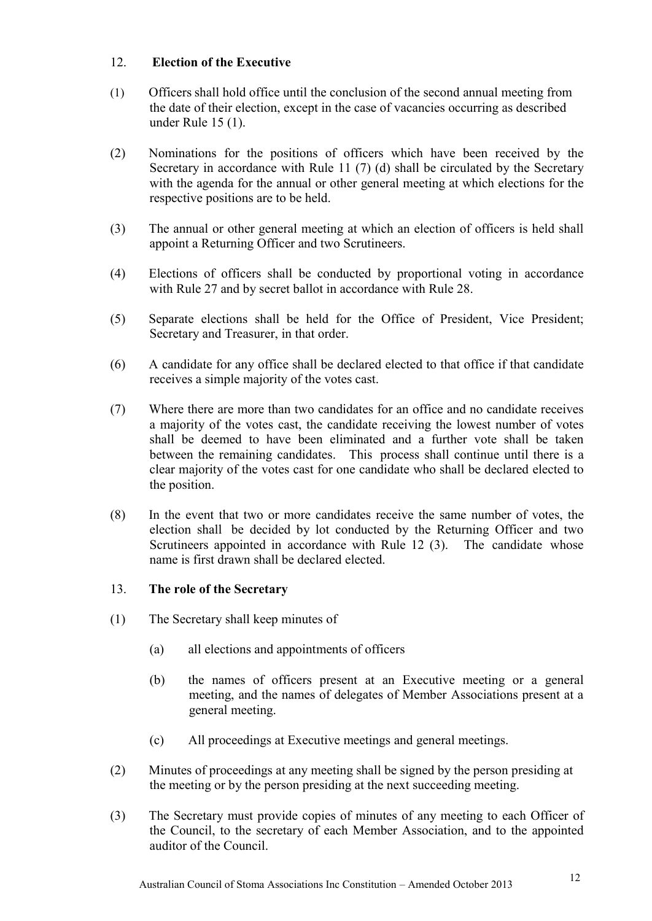## 12. **Election of the Executive**

(1) Officers shall hold office until the conclusion of the second annual meeting from the date of their election, except in the case of vacancies occurring as described under Rule 15 (1).

(2) Nominations for the positions of officers which have been received by the Secretary in accordance with Rule 11 (7) (d) shall be circulated by the Secretary with the agenda for the annual or other general meeting at which elections for the respective positions are to be held.

(3) The annual or other general meeting at which an election of officers is held shall appoint a Returning Officer and two Scrutineers.

(4) Elections of officers shall be conducted by proportional voting in accordance with Rule 27 and by secret ballot in accordance with Rule 28.

(5) Separate elections shall be held for the Office of President, Vice President; Secretary and Treasurer, in that order.

(6) A candidate for any office shall be declared elected to that office if that candidate receives a simple majority of the votes cast.

(7) Where there are more than two candidates for an office and no candidate receives a majority of the votes cast, the candidate receiving the lowest number of votes shall be deemed to have been eliminated and a further vote shall be taken between the remaining candidates. This process shall continue until there is a clear majority of the votes cast for one candidate who shall be declared elected to the position.

(8) In the event that two or more candidates receive the same number of votes, the election shall be decided by lot conducted by the Returning Officer and two Scrutineers appointed in accordance with Rule 12 (3). The candidate whose name is first drawn shall be declared elected.

## 13. **The role of the Secretary**

(1) The Secretary shall keep minutes of

- (a) all elections and appointments of officers
- (b) the names of officers present at an Executive meeting or a general meeting, and the names of delegates of Member Associations present at a general meeting.
- (c) All proceedings at Executive meetings and general meetings.

(2) Minutes of proceedings at any meeting shall be signed by the person presiding at the meeting or by the person presiding at the next succeeding meeting.

(3) The Secretary must provide copies of minutes of any meeting to each Officer of the Council, to the secretary of each Member Association, and to the appointed auditor of the Council.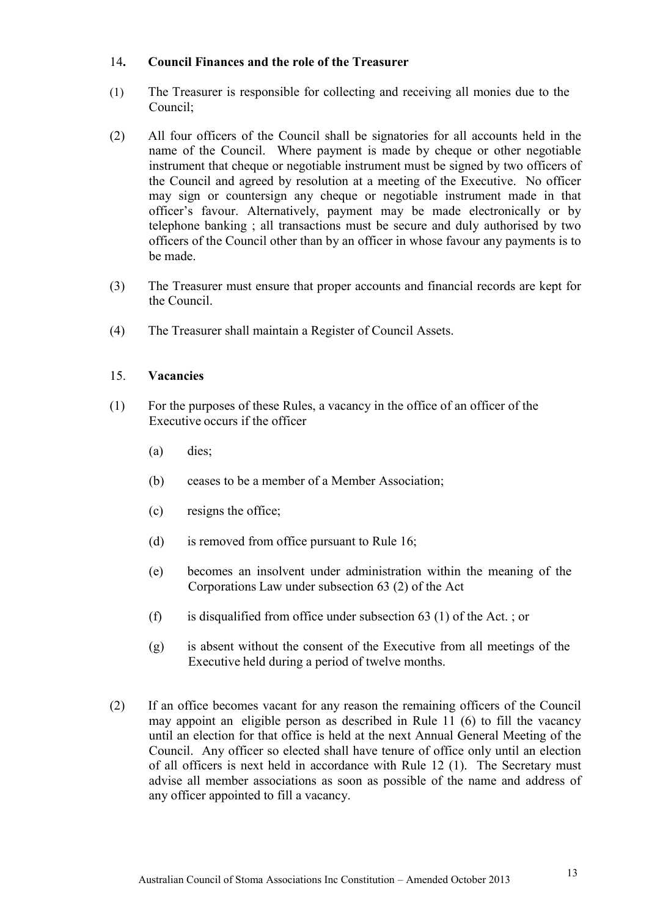## 14. Council Finances and the role of the Treasurer

(1) The Treasurer is responsible for collecting and receiving all monies due to the Council;

(2) All four officers of the Council shall be signatories for all accounts held in the name of the Council. Where payment is made by cheque or other negotiable instrument that cheque or negotiable instrument must be signed by two officers of the Council and agreed by resolution at a meeting of the Executive. No officer may sign or countersign any cheque or negotiable instrument made in that officer's favour. Alternatively, payment may be made electronically or by telephone banking ; all transactions must be secure and duly authorised by two officers of the Council other than by an officer in whose favour any payments is to be made.

(3) The Treasurer must ensure that proper accounts and financial records are kept for the Council.

(4) The Treasurer shall maintain a Register of Council Assets.

## 15. Vacancies

(1) For the purposes of these Rules, a vacancy in the office of an officer of the Executive occurs if the officer

(a) dies;

(b) ceases to be a member of a Member Association;

(c) resigns the office;

(d) is removed from office pursuant to Rule 16;

(e) becomes an insolvent under administration within the meaning of the Corporations Law under subsection 63 (2) of the Act

(f) is disqualified from office under subsection 63 (1) of the Act. ; or

(g) is absent without the consent of the Executive from all meetings of the Executive held during a period of twelve months.

(2) If an office becomes vacant for any reason the remaining officers of the Council may appoint an eligible person as described in Rule 11 (6) to fill the vacancy until an election for that office is held at the next Annual General Meeting of the Council. Any officer so elected shall have tenure of office only until an election of all officers is next held in accordance with Rule 12 (1). The Secretary must advise all member associations as soon as possible of the name and address of any officer appointed to fill a vacancy.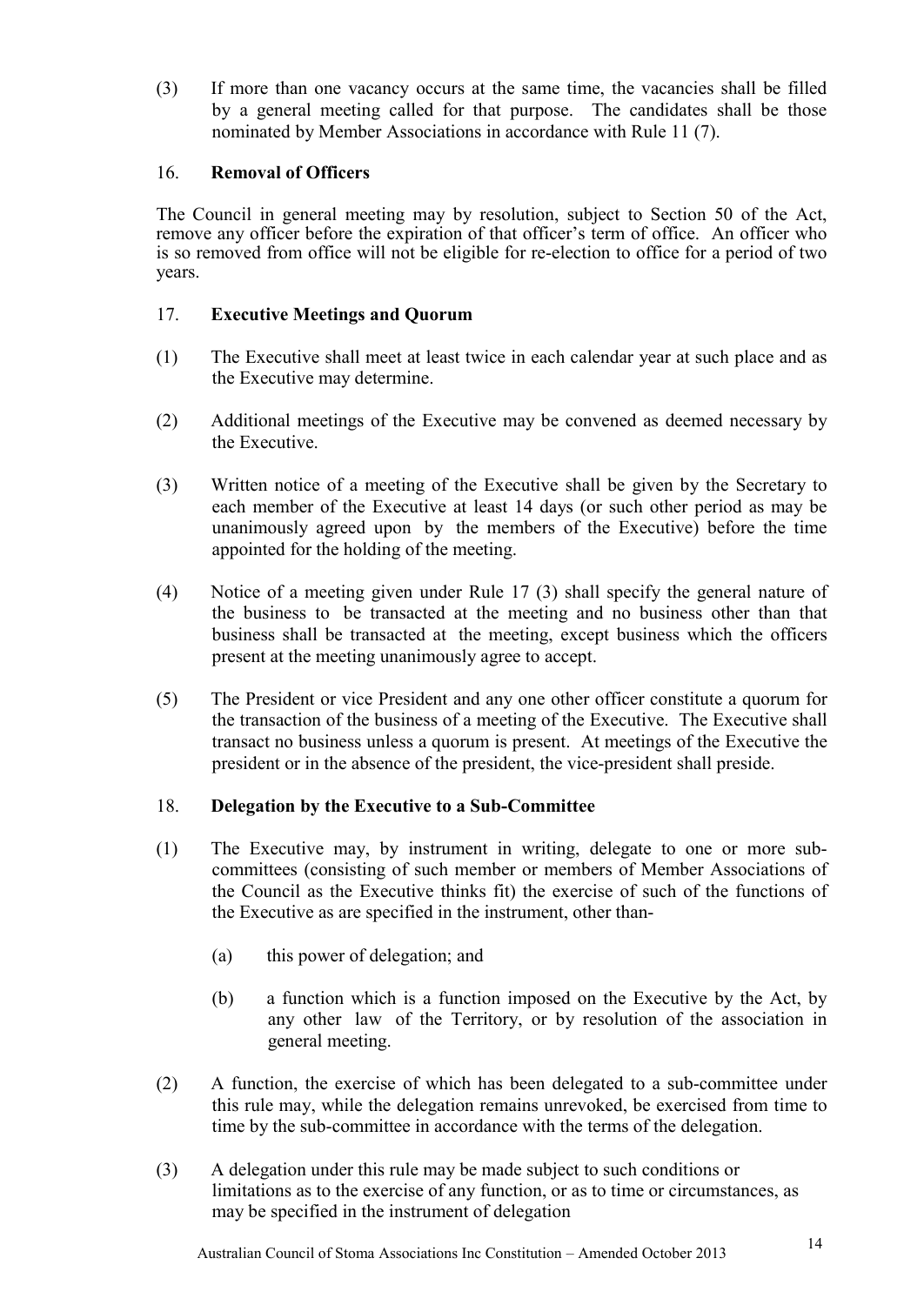(3) If more than one vacancy occurs at the same time, the vacancies shall be filled by a general meeting called for that purpose. The candidates shall be those nominated by Member Associations in accordance with Rule 11 (7).

## 16. Removal of Officers

The Council in general meeting may by resolution, subject to Section 50 of the Act, remove any officer before the expiration of that officer's term of office. An officer who is so removed from office will not be eligible for re-election to office for a period of two years.

## 17. Executive Meetings and Quorum

(1) The Executive shall meet at least twice in each calendar year at such place and as the Executive may determine.

(2) Additional meetings of the Executive may be convened as deemed necessary by the Executive.

(3) Written notice of a meeting of the Executive shall be given by the Secretary to each member of the Executive at least 14 days (or such other period as may be unanimously agreed upon by the members of the Executive) before the time appointed for the holding of the meeting.

(4) Notice of a meeting given under Rule 17 (3) shall specify the general nature of the business to be transacted at the meeting and no business other than that business shall be transacted at the meeting, except business which the officers present at the meeting unanimously agree to accept.

(5) The President or vice President and any one other officer constitute a quorum for the transaction of the business of a meeting of the Executive. The Executive shall transact no business unless a quorum is present. At meetings of the Executive the president or in the absence of the president, the vice-president shall preside.

## 18. Delegation by the Executive to a Sub-Committee

(1) The Executive may, by instrument in writing, delegate to one or more sub-committees (consisting of such member or members of Member Associations of the Council as the Executive thinks fit) the exercise of such of the functions of the Executive as are specified in the instrument, other than-

   (a) this power of delegation; and

   (b) a function which is a function imposed on the Executive by the Act, by any other law of the Territory, or by resolution of the association in general meeting.

(2) A function, the exercise of which has been delegated to a sub-committee under this rule may, while the delegation remains unrevoked, be exercised from time to time by the sub-committee in accordance with the terms of the delegation.

(3) A delegation under this rule may be made subject to such conditions or limitations as to the exercise of any function, or as to time or circumstances, as may be specified in the instrument of delegation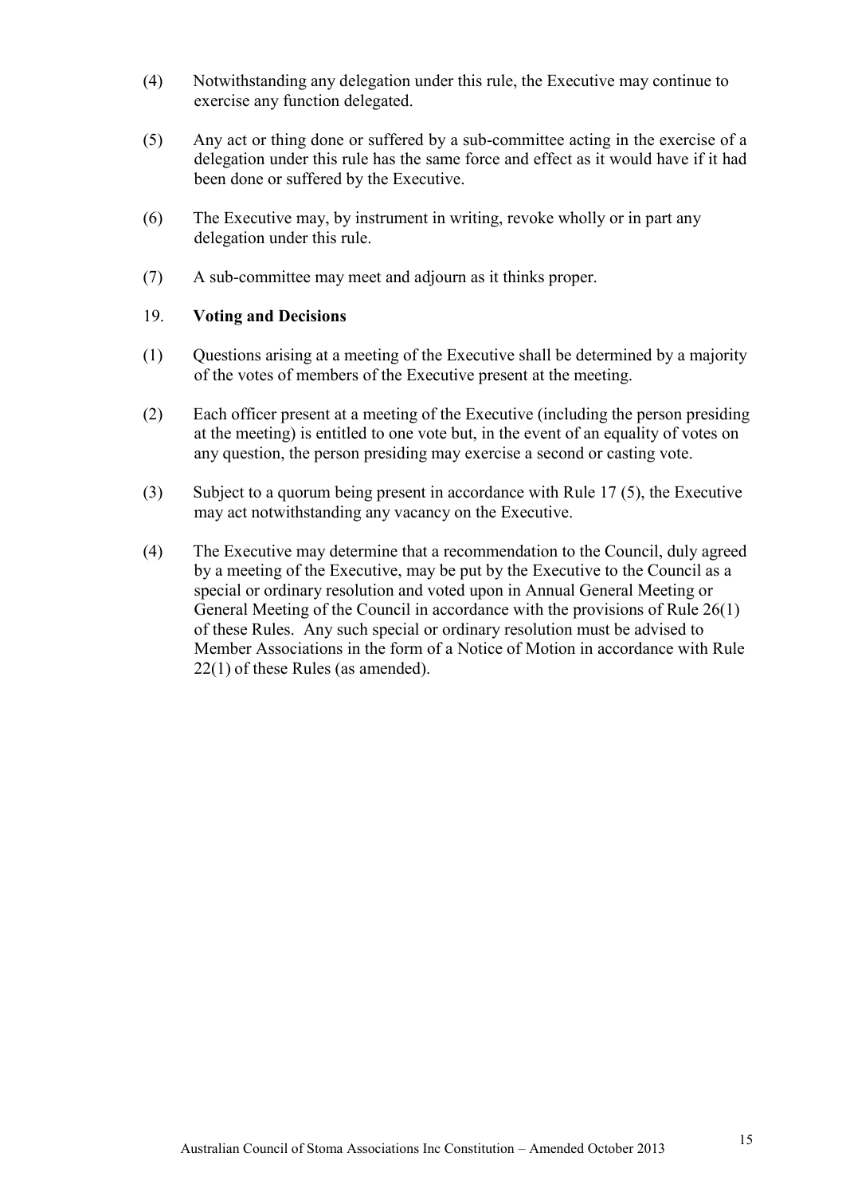(4) Notwithstanding any delegation under this rule, the Executive may continue to exercise any function delegated.

(5) Any act or thing done or suffered by a sub-committee acting in the exercise of a delegation under this rule has the same force and effect as it would have if it had been done or suffered by the Executive.

(6) The Executive may, by instrument in writing, revoke wholly or in part any delegation under this rule.

(7) A sub-committee may meet and adjourn as it thinks proper.

## 19. **Voting and Decisions**

(1) Questions arising at a meeting of the Executive shall be determined by a majority of the votes of members of the Executive present at the meeting.

(2) Each officer present at a meeting of the Executive (including the person presiding at the meeting) is entitled to one vote but, in the event of an equality of votes on any question, the person presiding may exercise a second or casting vote.

(3) Subject to a quorum being present in accordance with Rule 17 (5), the Executive may act notwithstanding any vacancy on the Executive.

(4) The Executive may determine that a recommendation to the Council, duly agreed by a meeting of the Executive, may be put by the Executive to the Council as a special or ordinary resolution and voted upon in Annual General Meeting or General Meeting of the Council in accordance with the provisions of Rule 26(1) of these Rules. Any such special or ordinary resolution must be advised to Member Associations in the form of a Notice of Motion in accordance with Rule 22(1) of these Rules (as amended).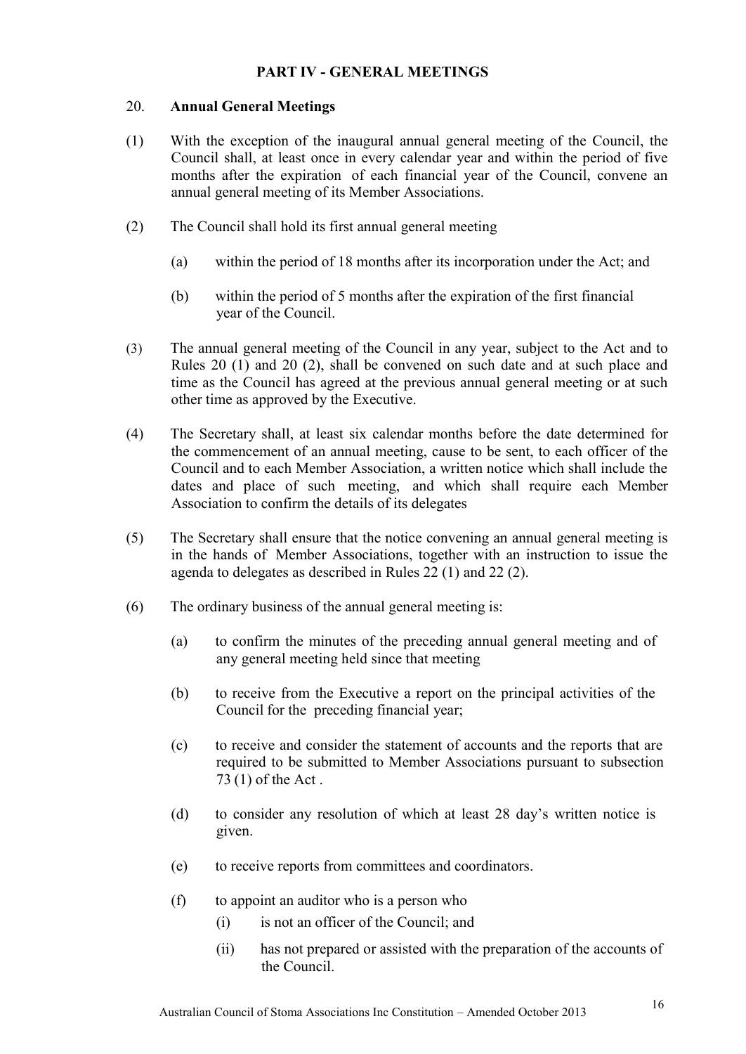## PART IV - GENERAL MEETINGS

### 20. Annual General Meetings

(1) With the exception of the inaugural annual general meeting of the Council, the Council shall, at least once in every calendar year and within the period of five months after the expiration of each financial year of the Council, convene an annual general meeting of its Member Associations.

(2) The Council shall hold its first annual general meeting

(a) within the period of 18 months after its incorporation under the Act; and

(b) within the period of 5 months after the expiration of the first financial year of the Council.

(3) The annual general meeting of the Council in any year, subject to the Act and to Rules 20 (1) and 20 (2), shall be convened on such date and at such place and time as the Council has agreed at the previous annual general meeting or at such other time as approved by the Executive.

(4) The Secretary shall, at least six calendar months before the date determined for the commencement of an annual meeting, cause to be sent, to each officer of the Council and to each Member Association, a written notice which shall include the dates and place of such meeting, and which shall require each Member Association to confirm the details of its delegates

(5) The Secretary shall ensure that the notice convening an annual general meeting is in the hands of Member Associations, together with an instruction to issue the agenda to delegates as described in Rules 22 (1) and 22 (2).

(6) The ordinary business of the annual general meeting is:

(a) to confirm the minutes of the preceding annual general meeting and of any general meeting held since that meeting

(b) to receive from the Executive a report on the principal activities of the Council for the preceding financial year;

(c) to receive and consider the statement of accounts and the reports that are required to be submitted to Member Associations pursuant to subsection 73 (1) of the Act .

(d) to consider any resolution of which at least 28 day's written notice is given.

(e) to receive reports from committees and coordinators.

(f) to appoint an auditor who is a person who

(i) is not an officer of the Council; and

(ii) has not prepared or assisted with the preparation of the accounts of the Council.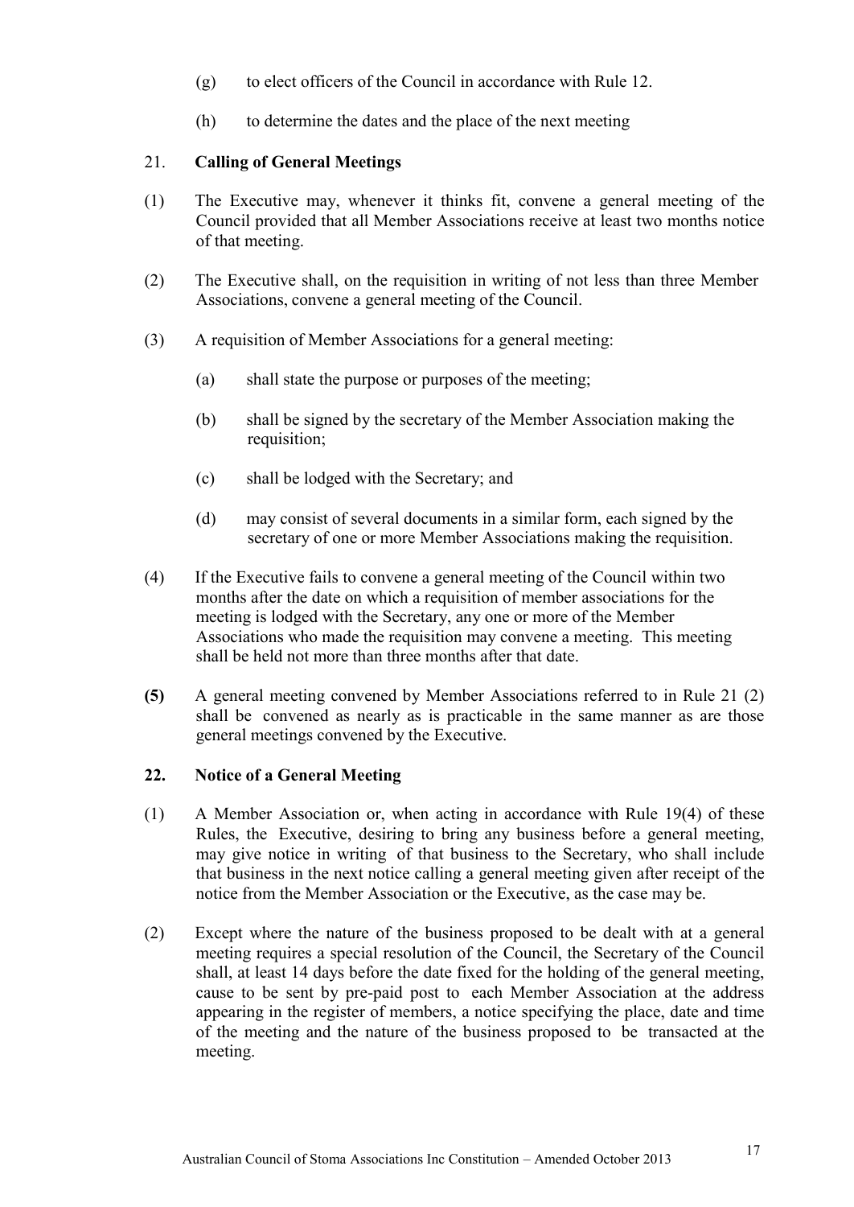(g) to elect officers of the Council in accordance with Rule 12.

(h) to determine the dates and the place of the next meeting

## 21. **Calling of General Meetings**

(1) The Executive may, whenever it thinks fit, convene a general meeting of the Council provided that all Member Associations receive at least two months notice of that meeting.

(2) The Executive shall, on the requisition in writing of not less than three Member Associations, convene a general meeting of the Council.

(3) A requisition of Member Associations for a general meeting:

(a) shall state the purpose or purposes of the meeting;

(b) shall be signed by the secretary of the Member Association making the requisition;

(c) shall be lodged with the Secretary; and

(d) may consist of several documents in a similar form, each signed by the secretary of one or more Member Associations making the requisition.

(4) If the Executive fails to convene a general meeting of the Council within two months after the date on which a requisition of member associations for the meeting is lodged with the Secretary, any one or more of the Member Associations who made the requisition may convene a meeting. This meeting shall be held not more than three months after that date.

**(5)** A general meeting convened by Member Associations referred to in Rule 21 (2) shall be convened as nearly as is practicable in the same manner as are those general meetings convened by the Executive.

## **22. Notice of a General Meeting**

(1) A Member Association or, when acting in accordance with Rule 19(4) of these Rules, the Executive, desiring to bring any business before a general meeting, may give notice in writing of that business to the Secretary, who shall include that business in the next notice calling a general meeting given after receipt of the notice from the Member Association or the Executive, as the case may be.

(2) Except where the nature of the business proposed to be dealt with at a general meeting requires a special resolution of the Council, the Secretary of the Council shall, at least 14 days before the date fixed for the holding of the general meeting, cause to be sent by pre-paid post to each Member Association at the address appearing in the register of members, a notice specifying the place, date and time of the meeting and the nature of the business proposed to be transacted at the meeting.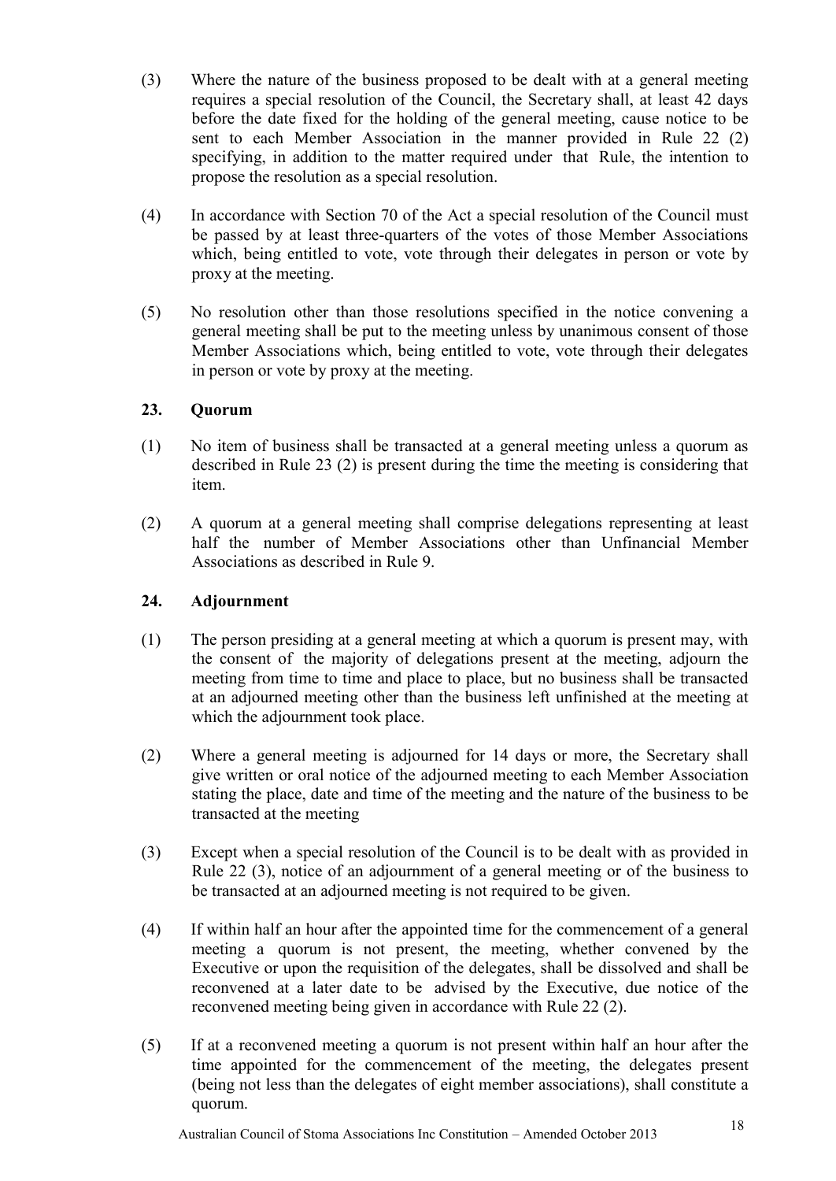(3) Where the nature of the business proposed to be dealt with at a general meeting requires a special resolution of the Council, the Secretary shall, at least 42 days before the date fixed for the holding of the general meeting, cause notice to be sent to each Member Association in the manner provided in Rule 22 (2) specifying, in addition to the matter required under that Rule, the intention to propose the resolution as a special resolution.

(4) In accordance with Section 70 of the Act a special resolution of the Council must be passed by at least three-quarters of the votes of those Member Associations which, being entitled to vote, vote through their delegates in person or vote by proxy at the meeting.

(5) No resolution other than those resolutions specified in the notice convening a general meeting shall be put to the meeting unless by unanimous consent of those Member Associations which, being entitled to vote, vote through their delegates in person or vote by proxy at the meeting.

### 23. Quorum

(1) No item of business shall be transacted at a general meeting unless a quorum as described in Rule 23 (2) is present during the time the meeting is considering that item.

(2) A quorum at a general meeting shall comprise delegations representing at least half the number of Member Associations other than Unfinancial Member Associations as described in Rule 9.

### 24. Adjournment

(1) The person presiding at a general meeting at which a quorum is present may, with the consent of the majority of delegations present at the meeting, adjourn the meeting from time to time and place to place, but no business shall be transacted at an adjourned meeting other than the business left unfinished at the meeting at which the adjournment took place.

(2) Where a general meeting is adjourned for 14 days or more, the Secretary shall give written or oral notice of the adjourned meeting to each Member Association stating the place, date and time of the meeting and the nature of the business to be transacted at the meeting

(3) Except when a special resolution of the Council is to be dealt with as provided in Rule 22 (3), notice of an adjournment of a general meeting or of the business to be transacted at an adjourned meeting is not required to be given.

(4) If within half an hour after the appointed time for the commencement of a general meeting a quorum is not present, the meeting, whether convened by the Executive or upon the requisition of the delegates, shall be dissolved and shall be reconvened at a later date to be advised by the Executive, due notice of the reconvened meeting being given in accordance with Rule 22 (2).

(5) If at a reconvened meeting a quorum is not present within half an hour after the time appointed for the commencement of the meeting, the delegates present (being not less than the delegates of eight member associations), shall constitute a quorum.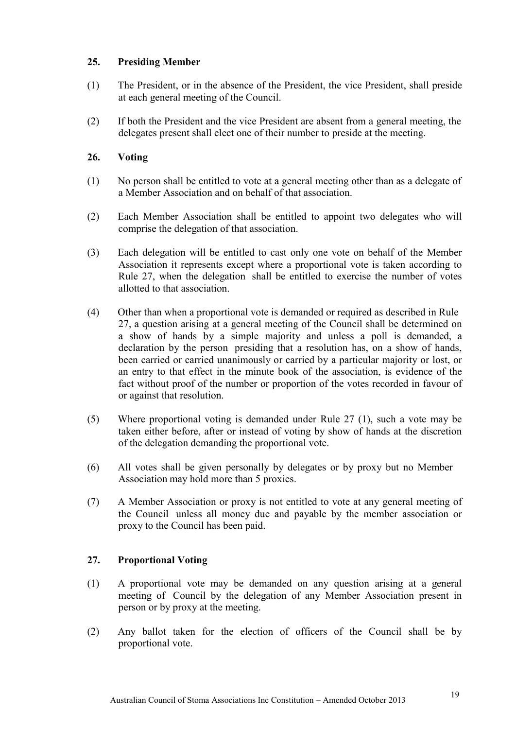## 25. Presiding Member

(1) The President, or in the absence of the President, the vice President, shall preside at each general meeting of the Council.

(2) If both the President and the vice President are absent from a general meeting, the delegates present shall elect one of their number to preside at the meeting.

## 26. Voting

(1) No person shall be entitled to vote at a general meeting other than as a delegate of a Member Association and on behalf of that association.

(2) Each Member Association shall be entitled to appoint two delegates who will comprise the delegation of that association.

(3) Each delegation will be entitled to cast only one vote on behalf of the Member Association it represents except where a proportional vote is taken according to Rule 27, when the delegation shall be entitled to exercise the number of votes allotted to that association.

(4) Other than when a proportional vote is demanded or required as described in Rule 27, a question arising at a general meeting of the Council shall be determined on a show of hands by a simple majority and unless a poll is demanded, a declaration by the person presiding that a resolution has, on a show of hands, been carried or carried unanimously or carried by a particular majority or lost, or an entry to that effect in the minute book of the association, is evidence of the fact without proof of the number or proportion of the votes recorded in favour of or against that resolution.

(5) Where proportional voting is demanded under Rule 27 (1), such a vote may be taken either before, after or instead of voting by show of hands at the discretion of the delegation demanding the proportional vote.

(6) All votes shall be given personally by delegates or by proxy but no Member Association may hold more than 5 proxies.

(7) A Member Association or proxy is not entitled to vote at any general meeting of the Council unless all money due and payable by the member association or proxy to the Council has been paid.

## 27. Proportional Voting

(1) A proportional vote may be demanded on any question arising at a general meeting of Council by the delegation of any Member Association present in person or by proxy at the meeting.

(2) Any ballot taken for the election of officers of the Council shall be by proportional vote.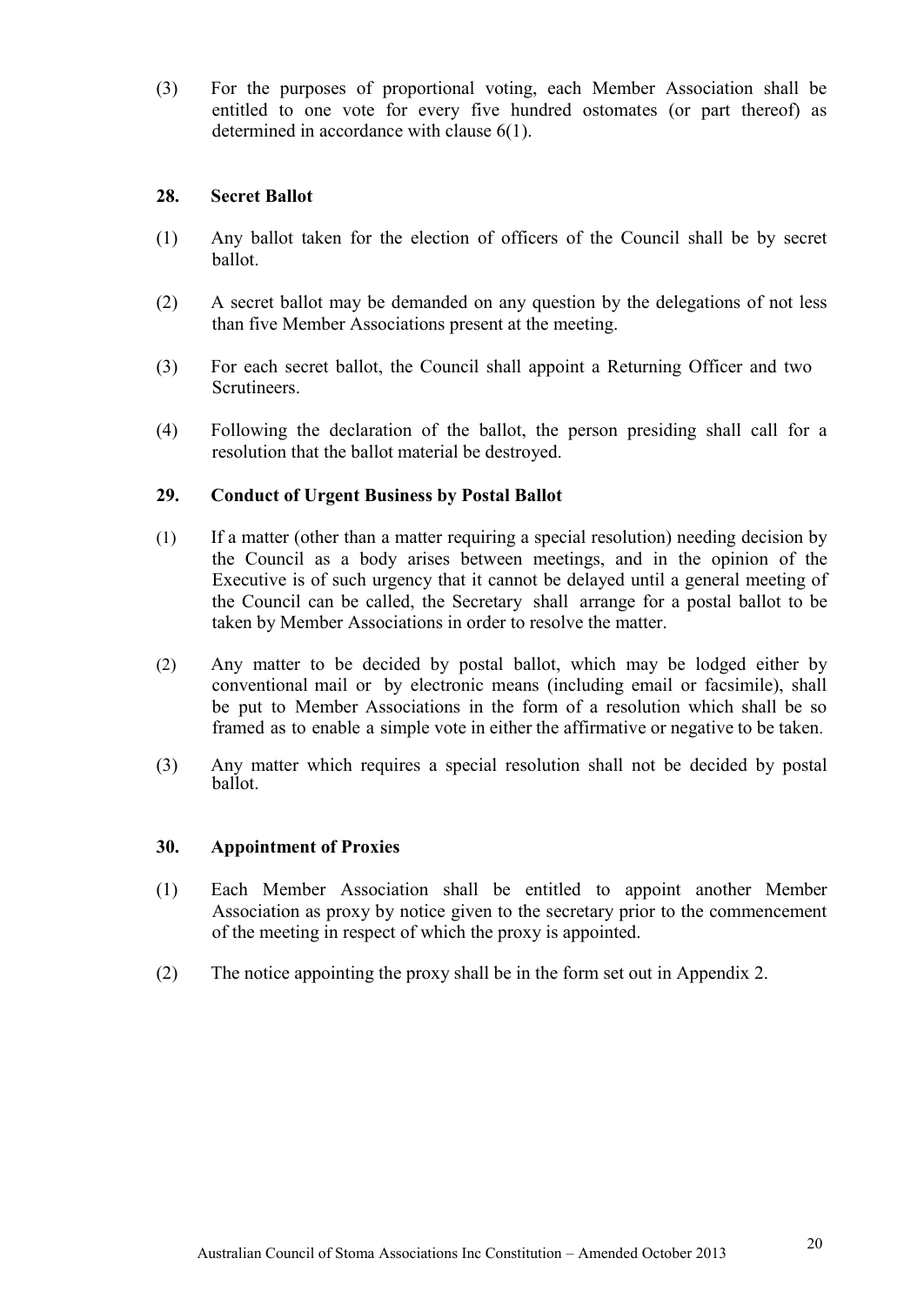(3) For the purposes of proportional voting, each Member Association shall be entitled to one vote for every five hundred ostomates (or part thereof) as determined in accordance with clause 6(1).

### 28. Secret Ballot

(1) Any ballot taken for the election of officers of the Council shall be by secret ballot.

(2) A secret ballot may be demanded on any question by the delegations of not less than five Member Associations present at the meeting.

(3) For each secret ballot, the Council shall appoint a Returning Officer and two Scrutineers.

(4) Following the declaration of the ballot, the person presiding shall call for a resolution that the ballot material be destroyed.

### 29. Conduct of Urgent Business by Postal Ballot

(1) If a matter (other than a matter requiring a special resolution) needing decision by the Council as a body arises between meetings, and in the opinion of the Executive is of such urgency that it cannot be delayed until a general meeting of the Council can be called, the Secretary shall arrange for a postal ballot to be taken by Member Associations in order to resolve the matter.

(2) Any matter to be decided by postal ballot, which may be lodged either by conventional mail or by electronic means (including email or facsimile), shall be put to Member Associations in the form of a resolution which shall be so framed as to enable a simple vote in either the affirmative or negative to be taken.

(3) Any matter which requires a special resolution shall not be decided by postal ballot.

### 30. Appointment of Proxies

(1) Each Member Association shall be entitled to appoint another Member Association as proxy by notice given to the secretary prior to the commencement of the meeting in respect of which the proxy is appointed.

(2) The notice appointing the proxy shall be in the form set out in Appendix 2.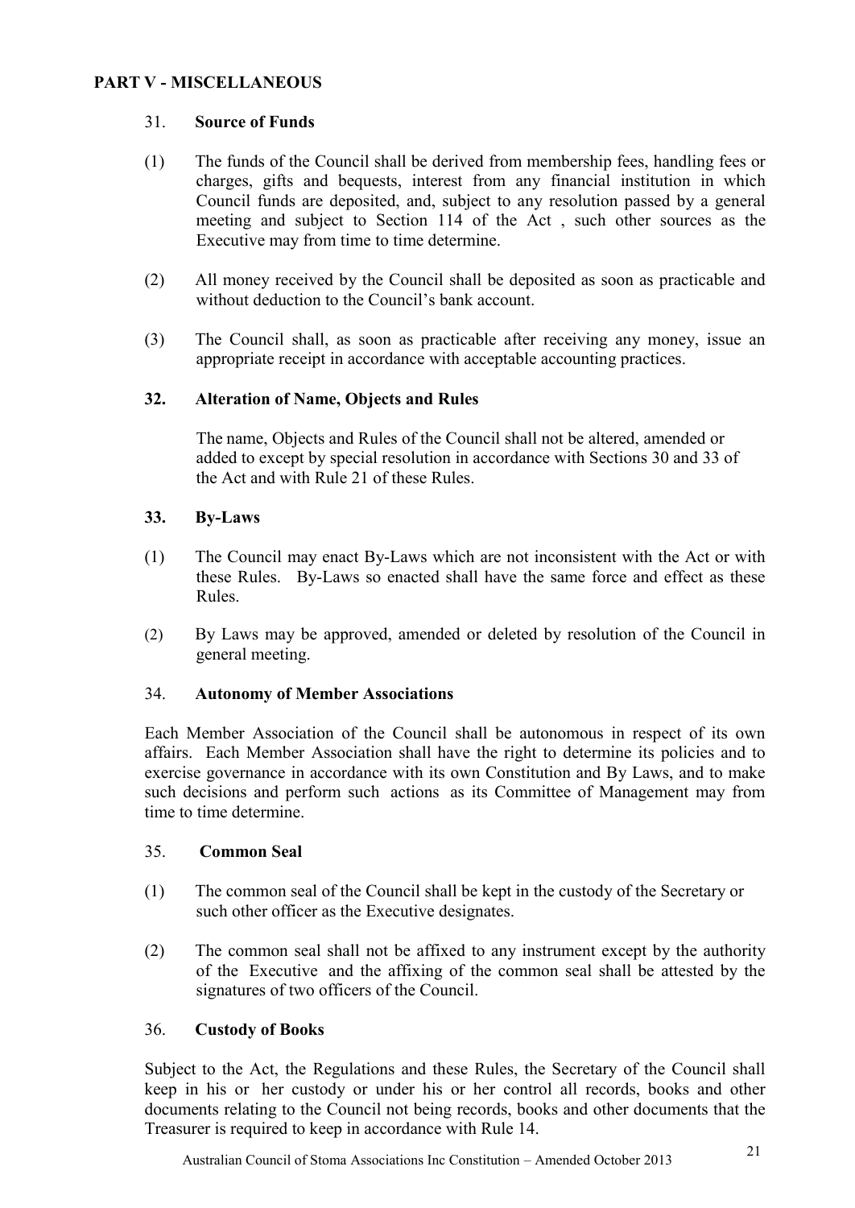## PART V - MISCELLANEOUS

### 31. Source of Funds

(1) The funds of the Council shall be derived from membership fees, handling fees or charges, gifts and bequests, interest from any financial institution in which Council funds are deposited, and, subject to any resolution passed by a general meeting and subject to Section 114 of the Act , such other sources as the Executive may from time to time determine.

(2) All money received by the Council shall be deposited as soon as practicable and without deduction to the Council's bank account.

(3) The Council shall, as soon as practicable after receiving any money, issue an appropriate receipt in accordance with acceptable accounting practices.

### 32. Alteration of Name, Objects and Rules

The name, Objects and Rules of the Council shall not be altered, amended or added to except by special resolution in accordance with Sections 30 and 33 of the Act and with Rule 21 of these Rules.

### 33. By-Laws

(1) The Council may enact By-Laws which are not inconsistent with the Act or with these Rules. By-Laws so enacted shall have the same force and effect as these Rules.

(2) By Laws may be approved, amended or deleted by resolution of the Council in general meeting.

### 34. Autonomy of Member Associations

Each Member Association of the Council shall be autonomous in respect of its own affairs. Each Member Association shall have the right to determine its policies and to exercise governance in accordance with its own Constitution and By Laws, and to make such decisions and perform such actions as its Committee of Management may from time to time determine.

### 35. Common Seal

(1) The common seal of the Council shall be kept in the custody of the Secretary or such other officer as the Executive designates.

(2) The common seal shall not be affixed to any instrument except by the authority of the Executive and the affixing of the common seal shall be attested by the signatures of two officers of the Council.

### 36. Custody of Books

Subject to the Act, the Regulations and these Rules, the Secretary of the Council shall keep in his or her custody or under his or her control all records, books and other documents relating to the Council not being records, books and other documents that the Treasurer is required to keep in accordance with Rule 14.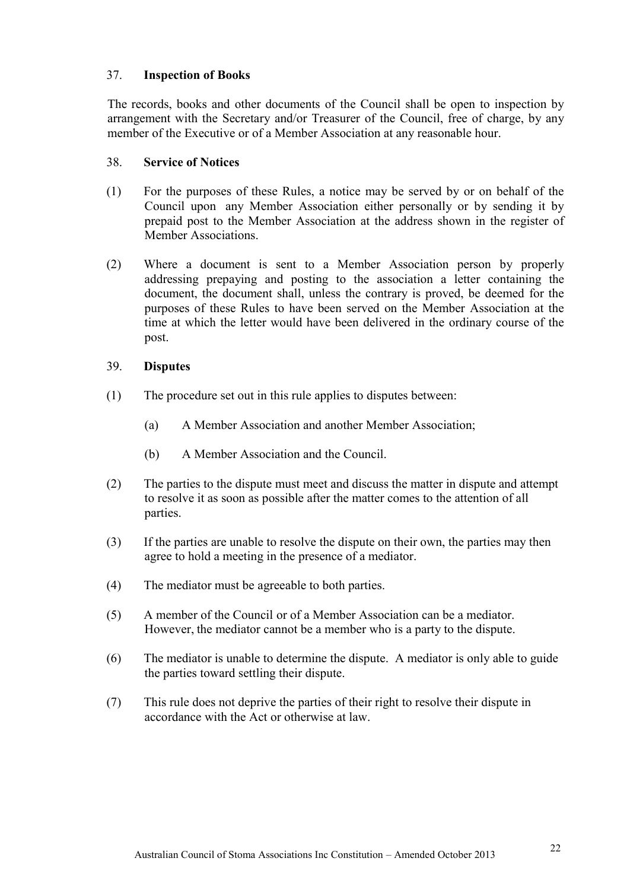## 37. **Inspection of Books**

The records, books and other documents of the Council shall be open to inspection by arrangement with the Secretary and/or Treasurer of the Council, free of charge, by any member of the Executive or of a Member Association at any reasonable hour.

## 38. **Service of Notices**

(1) For the purposes of these Rules, a notice may be served by or on behalf of the Council upon any Member Association either personally or by sending it by prepaid post to the Member Association at the address shown in the register of Member Associations.

(2) Where a document is sent to a Member Association person by properly addressing prepaying and posting to the association a letter containing the document, the document shall, unless the contrary is proved, be deemed for the purposes of these Rules to have been served on the Member Association at the time at which the letter would have been delivered in the ordinary course of the post.

## 39. **Disputes**

(1) The procedure set out in this rule applies to disputes between:

(a) A Member Association and another Member Association;

(b) A Member Association and the Council.

(2) The parties to the dispute must meet and discuss the matter in dispute and attempt to resolve it as soon as possible after the matter comes to the attention of all parties.

(3) If the parties are unable to resolve the dispute on their own, the parties may then agree to hold a meeting in the presence of a mediator.

(4) The mediator must be agreeable to both parties.

(5) A member of the Council or of a Member Association can be a mediator. However, the mediator cannot be a member who is a party to the dispute.

(6) The mediator is unable to determine the dispute. A mediator is only able to guide the parties toward settling their dispute.

(7) This rule does not deprive the parties of their right to resolve their dispute in accordance with the Act or otherwise at law.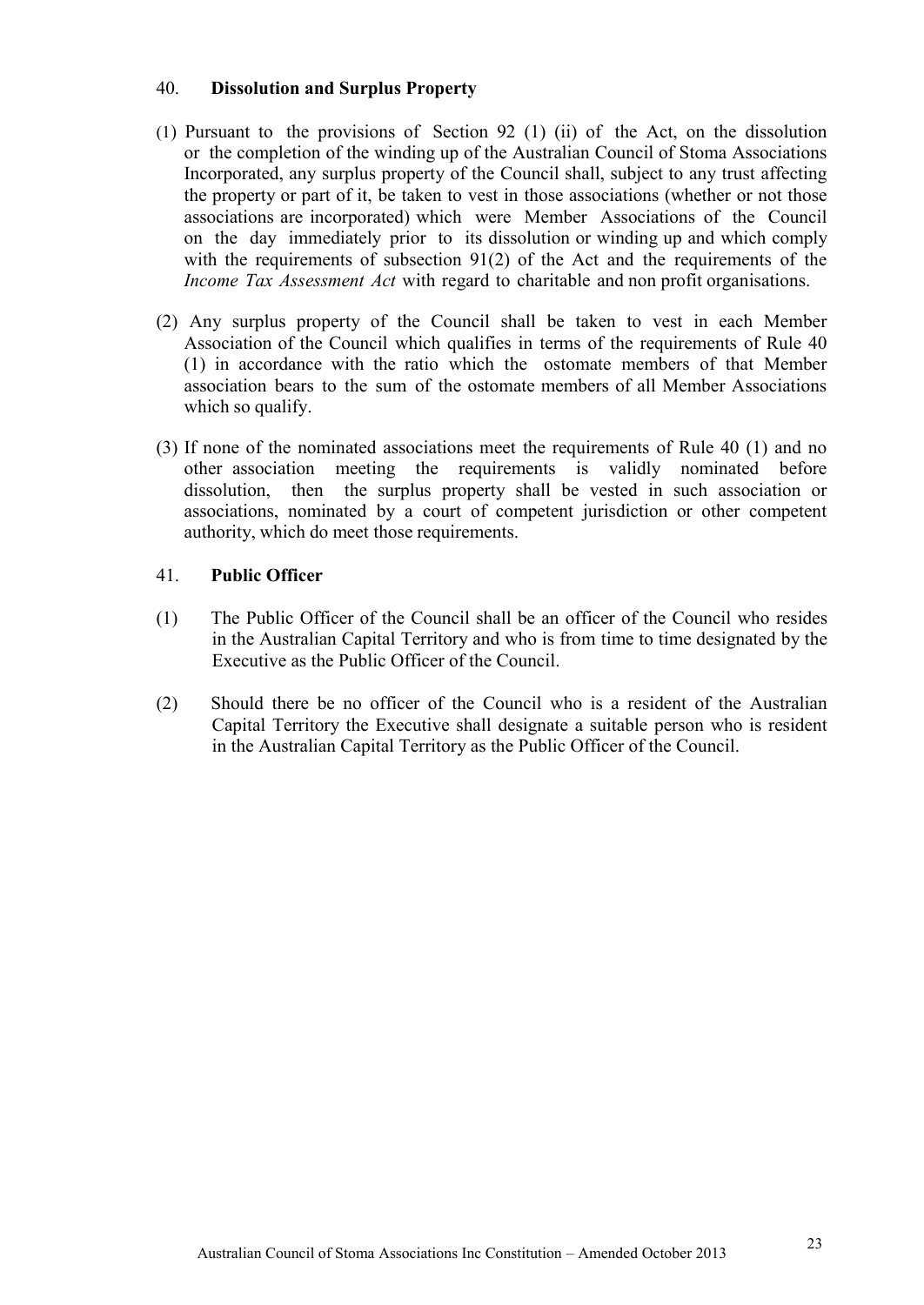## 40. **Dissolution and Surplus Property**

(1) Pursuant to the provisions of Section 92 (1) (ii) of the Act, on the dissolution or the completion of the winding up of the Australian Council of Stoma Associations Incorporated, any surplus property of the Council shall, subject to any trust affecting the property or part of it, be taken to vest in those associations (whether or not those associations are incorporated) which were Member Associations of the Council on the day immediately prior to its dissolution or winding up and which comply with the requirements of subsection 91(2) of the Act and the requirements of the *Income Tax Assessment Act* with regard to charitable and non profit organisations.

(2) Any surplus property of the Council shall be taken to vest in each Member Association of the Council which qualifies in terms of the requirements of Rule 40 (1) in accordance with the ratio which the ostomate members of that Member association bears to the sum of the ostomate members of all Member Associations which so qualify.

(3) If none of the nominated associations meet the requirements of Rule 40 (1) and no other association meeting the requirements is validly nominated before dissolution, then the surplus property shall be vested in such association or associations, nominated by a court of competent jurisdiction or other competent authority, which do meet those requirements.

## 41. **Public Officer**

(1) The Public Officer of the Council shall be an officer of the Council who resides in the Australian Capital Territory and who is from time to time designated by the Executive as the Public Officer of the Council.

(2) Should there be no officer of the Council who is a resident of the Australian Capital Territory the Executive shall designate a suitable person who is resident in the Australian Capital Territory as the Public Officer of the Council.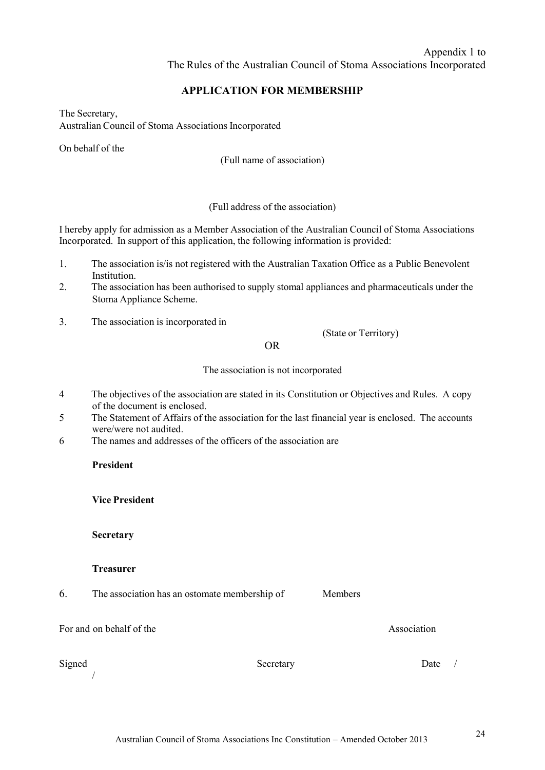Appendix 1 to
The Rules of the Australian Council of Stoma Associations Incorporated

## APPLICATION FOR MEMBERSHIP

The Secretary,
Australian Council of Stoma Associations Incorporated

On behalf of the

(Full name of association)

(Full address of the association)

I hereby apply for admission as a Member Association of the Australian Council of Stoma Associations Incorporated. In support of this application, the following information is provided:

1. The association is/is not registered with the Australian Taxation Office as a Public Benevolent Institution.
2. The association has been authorised to supply stomal appliances and pharmaceuticals under the Stoma Appliance Scheme.
3. The association is incorporated in

   (State or Territory)

   OR

   The association is not incorporated

4 The objectives of the association are stated in its Constitution or Objectives and Rules. A copy of the document is enclosed.

5 The Statement of Affairs of the association for the last financial year is enclosed. The accounts were/were not audited.

6 The names and addresses of the officers of the association are

   **President**

   **Vice President**

   **Secretary**

   **Treasurer**

6. The association has an ostomate membership of Members

For and on behalf of the Association

Signed Secretary Date / /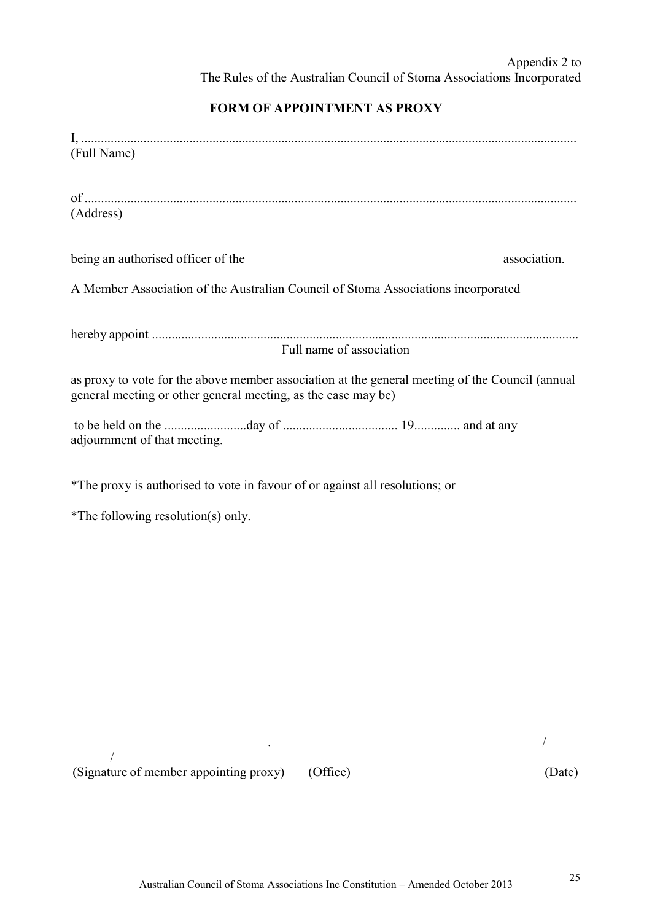Appendix 2 to
The Rules of the Australian Council of Stoma Associations Incorporated

**FORM OF APPOINTMENT AS PROXY**

I, ......................................................................................................................................................
(Full Name)

of ....................................................................................................................................................
(Address)

being an authorised officer of the                                                                                    association.

A Member Association of the Australian Council of Stoma Associations incorporated

hereby appoint .................................................................................................................................
Full name of association

as proxy to vote for the above member association at the general meeting of the Council (annual general meeting or other general meeting, as the case may be)

to be held on the .........................day of ................................... 19............. and at any adjournment of that meeting.

*The proxy is authorised to vote in favour of or against all resolutions; or

*The following resolution(s) only.

.                                        /
/
(Signature of member appointing proxy)       (Office)                                        (Date)